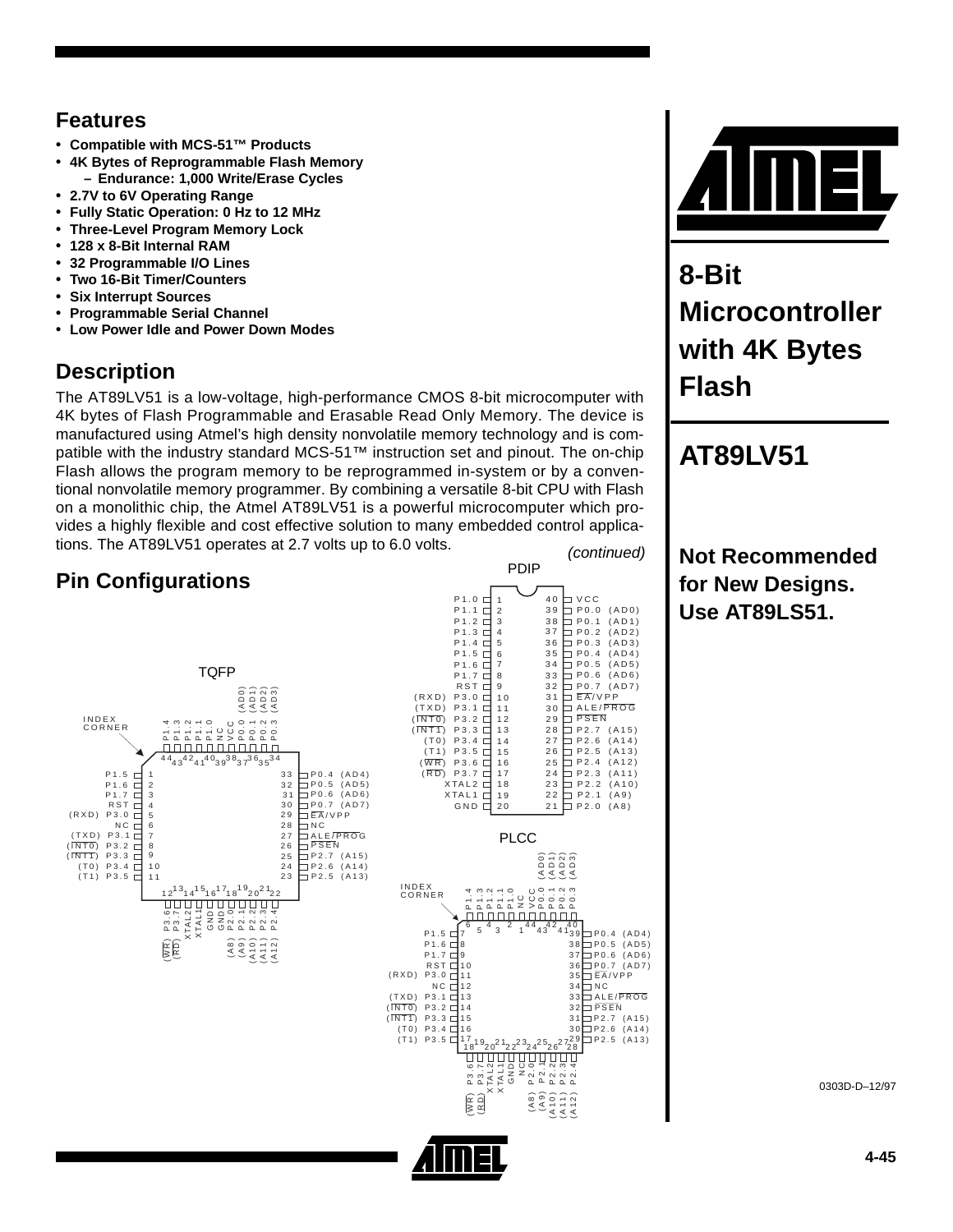# 8-Bit Microcontroller with 4K Bytes Flash

## AT89LV51

**Not Recommended for New Designs. Use AT89LS51.**

## Features

- **Compatible with MCS-51™ Products**
- **4K Bytes of Reprogrammable Flash Memory**
  - **Endurance: 1,000 Write/Erase Cycles**
- **2.7V to 6V Operating Range**
- **Fully Static Operation: 0 Hz to 12 MHz**
- **Three-Level Program Memory Lock**
- **128 x 8-Bit Internal RAM**
- **32 Programmable I/O Lines**
- **Two 16-Bit Timer/Counters**
- **Six Interrupt Sources**
- **Programmable Serial Channel**
- **Low Power Idle and Power Down Modes**

## Description

The AT89LV51 is a low-voltage, high-performance CMOS 8-bit microcomputer with 4K bytes of Flash Programmable and Erasable Read Only Memory. The device is manufactured using Atmel's high density nonvolatile memory technology and is compatible with the industry standard MCS-51™ instruction set and pinout. The on-chip Flash allows the program memory to be reprogrammed in-system or by a conventional nonvolatile memory programmer. By combining a versatile 8-bit CPU with Flash on a monolithic chip, the Atmel AT89LV51 is a powerful microcomputer which provides a highly flexible and cost effective solution to many embedded control applications. The AT89LV51 operates at 2.7 volts up to 6.0 volts.

*(continued)*

## Pin Configurations

**PDIP**

| Pin | Name | Pin | Name |
|---|---|---|---|
| 1 | P1.0 | 40 | VCC |
| 2 | P1.1 | 39 | P0.0 (AD0) |
| 3 | P1.2 | 38 | P0.1 (AD1) |
| 4 | P1.3 | 37 | P0.2 (AD2) |
| 5 | P1.4 | 36 | P0.3 (AD3) |
| 6 | P1.5 | 35 | P0.4 (AD4) |
| 7 | P1.6 | 34 | P0.5 (AD5) |
| 8 | P1.7 | 33 | P0.6 (AD6) |
| 9 | RST | 32 | P0.7 (AD7) |
| 10 | (RXD) P3.0 | 31 | EA/VPP |
| 11 | (TXD) P3.1 | 30 | ALE/PROG |
| 12 | (INT0) P3.2 | 29 | PSEN |
| 13 | (INT1) P3.3 | 28 | P2.7 (A15) |
| 14 | (T0) P3.4 | 27 | P2.6 (A14) |
| 15 | (T1) P3.5 | 26 | P2.5 (A13) |
| 16 | (WR) P3.6 | 25 | P2.4 (A12) |
| 17 | (RD) P3.7 | 24 | P2.3 (A11) |
| 18 | XTAL2 | 23 | P2.2 (A10) |
| 19 | XTAL1 | 22 | P2.1 (A9) |
| 20 | GND | 21 | P2.0 (A8) |

**TQFP**

| Pin | Name | Pin | Name |
|---|---|---|---|
| 1 | P1.5 | 23 | P2.5 (A13) |
| 2 | P1.6 | 24 | P2.6 (A14) |
| 3 | P1.7 | 25 | P2.7 (A15) |
| 4 | RST | 26 | PSEN |
| 5 | (RXD) P3.0 | 27 | ALE/PROG |
| 6 | NC | 28 | NC |
| 7 | (TXD) P3.1 | 29 | EA/VPP |
| 8 | (INT0) P3.2 | 30 | P0.7 (AD7) |
| 9 | (INT1) P3.3 | 31 | P0.6 (AD6) |
| 10 | (T0) P3.4 | 32 | P0.5 (AD5) |
| 11 | (T1) P3.5 | 33 | P0.4 (AD4) |
| 12 | (WR) P3.6 | 34 | P0.3 (AD3) |
| 13 | (RD) P3.7 | 35 | P0.2 (AD2) |
| 14 | XTAL2 | 36 | P0.1 (AD1) |
| 15 | XTAL1 | 37 | P0.0 (AD0) |
| 16 | GND | 38 | VCC |
| 17 | GND | 39 | NC |
| 18 | P2.0 (A8) | 40 | P1.0 |
| 19 | P2.1 (A9) | 41 | P1.1 |
| 20 | P2.2 (A10) | 42 | P1.2 |
| 21 | P2.3 (A11) | 43 | P1.3 |
| 22 | P2.4 (A12) | 44 | P1.4 |

**PLCC**

| Pin | Name | Pin | Name |
|---|---|---|---|
| 1 | NC | 23 | NC |
| 2 | P1.0 | 24 | P2.0 (A8) |
| 3 | P1.1 | 25 | P2.1 (A9) |
| 4 | P1.2 | 26 | P2.2 (A10) |
| 5 | P1.3 | 27 | P2.3 (A11) |
| 6 | P1.4 | 28 | P2.4 (A12) |
| 7 | P1.5 | 29 | P2.5 (A13) |
| 8 | P1.6 | 30 | P2.6 (A14) |
| 9 | P1.7 | 31 | P2.7 (A15) |
| 10 | RST | 32 | PSEN |
| 11 | (RXD) P3.0 | 33 | ALE/PROG |
| 12 | NC | 34 | NC |
| 13 | (TXD) P3.1 | 35 | EA/VPP |
| 14 | (INT0) P3.2 | 36 | P0.7 (AD7) |
| 15 | (INT1) P3.3 | 37 | P0.6 (AD6) |
| 16 | (T0) P3.4 | 38 | P0.5 (AD5) |
| 17 | (T1) P3.5 | 39 | P0.4 (AD4) |
| 18 | (WR) P3.6 | 40 | P0.3 (AD3) |
| 19 | (RD) P3.7 | 41 | P0.2 (AD2) |
| 20 | XTAL2 | 42 | P0.1 (AD1) |
| 21 | XTAL1 | 43 | P0.0 (AD0) |
| 22 | GND | 44 | VCC |

0303D-D–12/97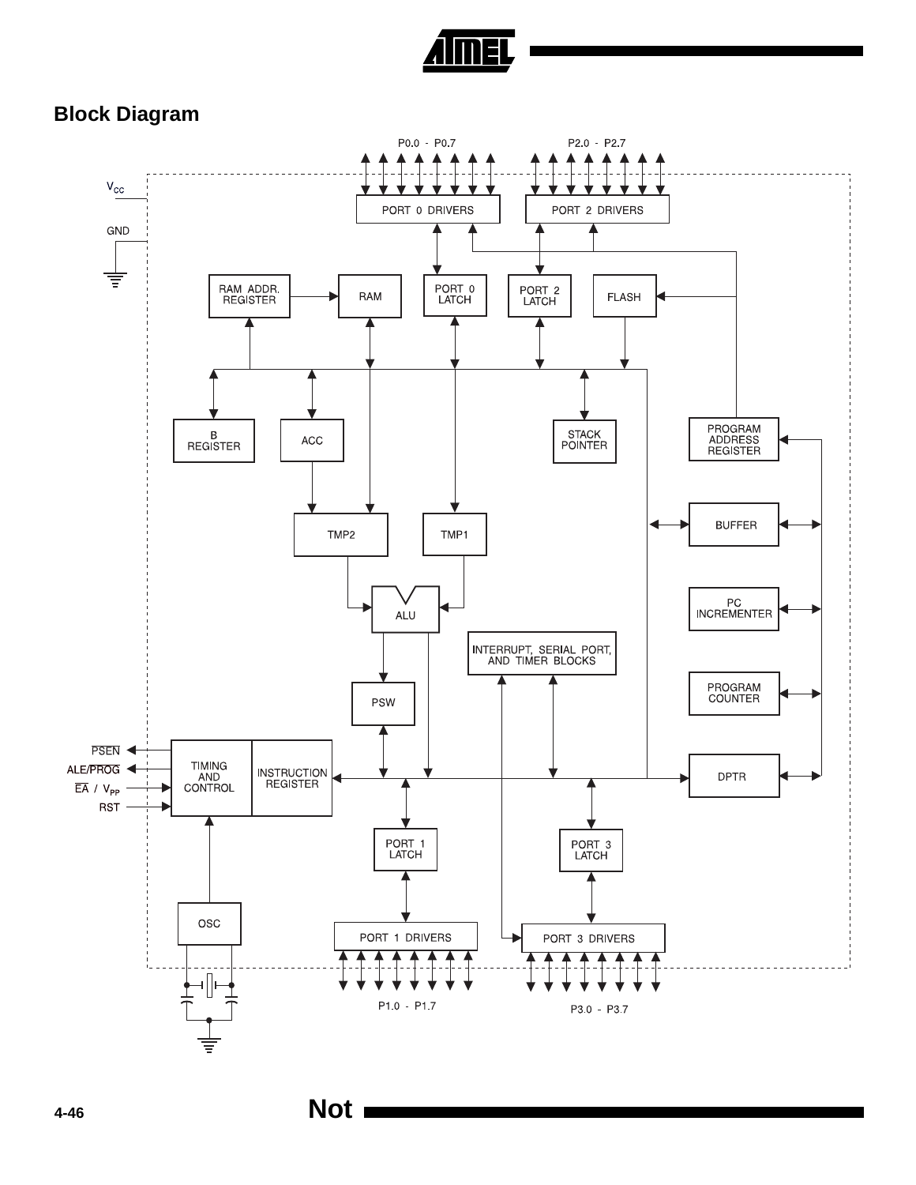## Block Diagram

P0.0 - P0.7

P2.0 - P2.7

$V_{CC}$

GND

PORT 0 DRIVERS

PORT 2 DRIVERS

RAM ADDR. REGISTER

RAM

PORT 0 LATCH

PORT 2 LATCH

FLASH

B REGISTER

ACC

STACK POINTER

PROGRAM ADDRESS REGISTER

BUFFER

TMP2

TMP1

PC INCREMENTER

ALU

INTERRUPT, SERIAL PORT, AND TIMER BLOCKS

PROGRAM COUNTER

PSW

PSEN

ALE/PROG

EA / $V_{PP}$

RST

TIMING AND CONTROL

INSTRUCTION REGISTER

DPTR

PORT 1 LATCH

PORT 3 LATCH

OSC

PORT 1 DRIVERS

PORT 3 DRIVERS

P1.0 - P1.7

P3.0 - P3.7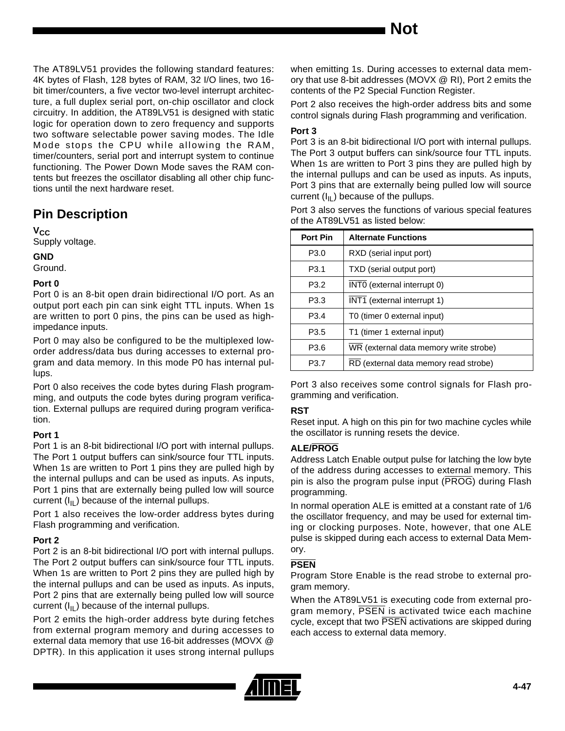The AT89LV51 provides the following standard features: 4K bytes of Flash, 128 bytes of RAM, 32 I/O lines, two 16-bit timer/counters, a five vector two-level interrupt architecture, a full duplex serial port, on-chip oscillator and clock circuitry. In addition, the AT89LV51 is designed with static logic for operation down to zero frequency and supports two software selectable power saving modes. The Idle Mode stops the CPU while allowing the RAM, timer/counters, serial port and interrupt system to continue functioning. The Power Down Mode saves the RAM contents but freezes the oscillator disabling all other chip functions until the next hardware reset.

## Pin Description

**$V_{CC}$**

Supply voltage.

**GND**

Ground.

**Port 0**

Port 0 is an 8-bit open drain bidirectional I/O port. As an output port each pin can sink eight TTL inputs. When 1s are written to port 0 pins, the pins can be used as high-impedance inputs.

Port 0 may also be configured to be the multiplexed low-order address/data bus during accesses to external program and data memory. In this mode P0 has internal pullups.

Port 0 also receives the code bytes during Flash programming, and outputs the code bytes during program verification. External pullups are required during program verification.

**Port 1**

Port 1 is an 8-bit bidirectional I/O port with internal pullups. The Port 1 output buffers can sink/source four TTL inputs. When 1s are written to Port 1 pins they are pulled high by the internal pullups and can be used as inputs. As inputs, Port 1 pins that are externally being pulled low will source current ($I_{IL}$) because of the internal pullups.

Port 1 also receives the low-order address bytes during Flash programming and verification.

**Port 2**

Port 2 is an 8-bit bidirectional I/O port with internal pullups. The Port 2 output buffers can sink/source four TTL inputs. When 1s are written to Port 2 pins they are pulled high by the internal pullups and can be used as inputs. As inputs, Port 2 pins that are externally being pulled low will source current ($I_{IL}$) because of the internal pullups.

Port 2 emits the high-order address byte during fetches from external program memory and during accesses to external data memory that use 16-bit addresses (MOVX @ DPTR). In this application it uses strong internal pullups when emitting 1s. During accesses to external data memory that use 8-bit addresses (MOVX @ RI), Port 2 emits the contents of the P2 Special Function Register.

Port 2 also receives the high-order address bits and some control signals during Flash programming and verification.

**Port 3**

Port 3 is an 8-bit bidirectional I/O port with internal pullups. The Port 3 output buffers can sink/source four TTL inputs. When 1s are written to Port 3 pins they are pulled high by the internal pullups and can be used as inputs. As inputs, Port 3 pins that are externally being pulled low will source current ($I_{IL}$) because of the pullups.

Port 3 also serves the functions of various special features of the AT89LV51 as listed below:

| Port Pin | Alternate Functions |
|---|---|
| P3.0 | RXD (serial input port) |
| P3.1 | TXD (serial output port) |
| P3.2 | $\overline{\text{INT0}}$ (external interrupt 0) |
| P3.3 | $\overline{\text{INT1}}$ (external interrupt 1) |
| P3.4 | T0 (timer 0 external input) |
| P3.5 | T1 (timer 1 external input) |
| P3.6 | $\overline{\text{WR}}$ (external data memory write strobe) |
| P3.7 | $\overline{\text{RD}}$ (external data memory read strobe) |

Port 3 also receives some control signals for Flash programming and verification.

**RST**

Reset input. A high on this pin for two machine cycles while the oscillator is running resets the device.

**ALE/$\overline{\text{PROG}}$**

Address Latch Enable output pulse for latching the low byte of the address during accesses to external memory. This pin is also the program pulse input ($\overline{\text{PROG}}$) during Flash programming.

In normal operation ALE is emitted at a constant rate of 1/6 the oscillator frequency, and may be used for external timing or clocking purposes. Note, however, that one ALE pulse is skipped during each access to external Data Memory.

**$\overline{\text{PSEN}}$**

Program Store Enable is the read strobe to external program memory.

When the AT89LV51 is executing code from external program memory, $\overline{\text{PSEN}}$ is activated twice each machine cycle, except that two $\overline{\text{PSEN}}$ activations are skipped during each access to external data memory.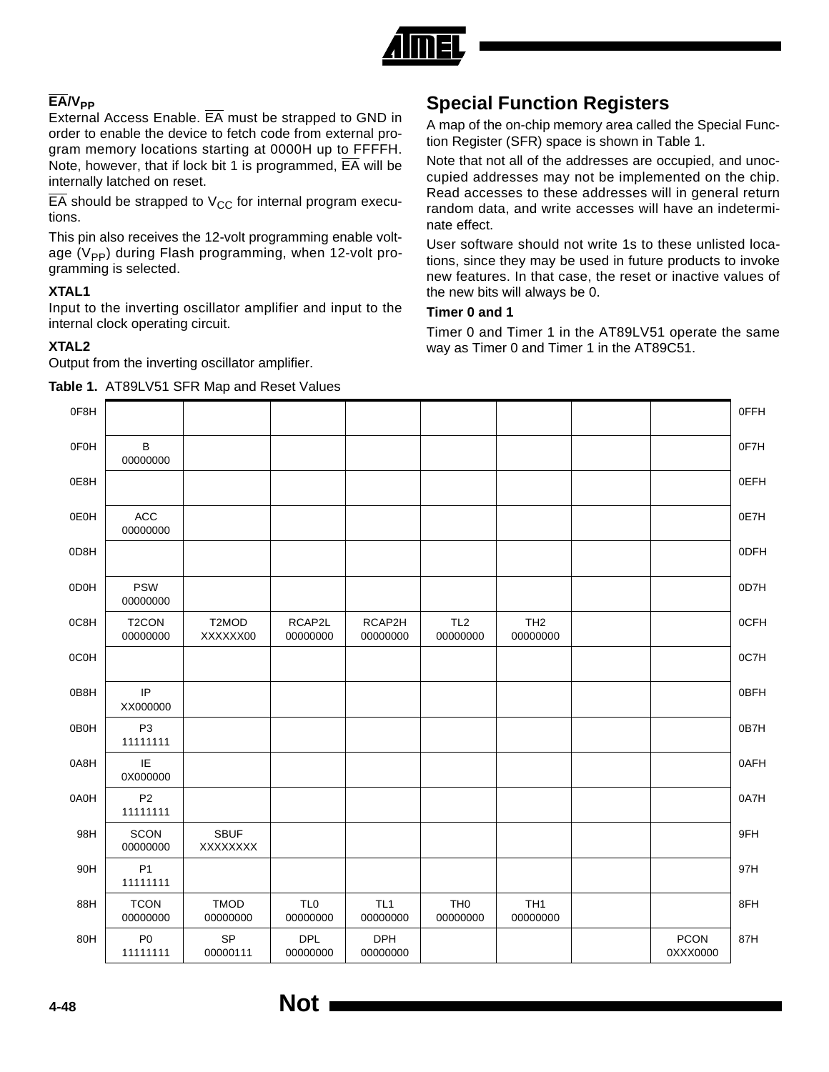### $\overline{EA}/V_{PP}$

External Access Enable. $\overline{EA}$ must be strapped to GND in order to enable the device to fetch code from external program memory locations starting at 0000H up to FFFFH. Note, however, that if lock bit 1 is programmed, $\overline{EA}$ will be internally latched on reset.

$\overline{EA}$ should be strapped to $V_{CC}$ for internal program executions.

This pin also receives the 12-volt programming enable voltage ($V_{PP}$) during Flash programming, when 12-volt programming is selected.

### XTAL1

Input to the inverting oscillator amplifier and input to the internal clock operating circuit.

### XTAL2

Output from the inverting oscillator amplifier.

## Special Function Registers

A map of the on-chip memory area called the Special Function Register (SFR) space is shown in Table 1.

Note that not all of the addresses are occupied, and unoccupied addresses may not be implemented on the chip. Read accesses to these addresses will in general return random data, and write accesses will have an indeterminate effect.

User software should not write 1s to these unlisted locations, since they may be used in future products to invoke new features. In that case, the reset or inactive values of the new bits will always be 0.

### Timer 0 and 1

Timer 0 and Timer 1 in the AT89LV51 operate the same way as Timer 0 and Timer 1 in the AT89C51.

**Table 1.** AT89LV51 SFR Map and Reset Values

| | | | | | | | | | |
|---|---|---|---|---|---|---|---|---|---|
| 0F8H | | | | | | | | | 0FFH |
| 0F0H | B 00000000 | | | | | | | | 0F7H |
| 0E8H | | | | | | | | | 0EFH |
| 0E0H | ACC 00000000 | | | | | | | | 0E7H |
| 0D8H | | | | | | | | | 0DFH |
| 0D0H | PSW 00000000 | | | | | | | | 0D7H |
| 0C8H | T2CON 00000000 | T2MOD XXXXXX00 | RCAP2L 00000000 | RCAP2H 00000000 | TL2 00000000 | TH2 00000000 | | | 0CFH |
| 0C0H | | | | | | | | | 0C7H |
| 0B8H | IP XX000000 | | | | | | | | 0BFH |
| 0B0H | P3 11111111 | | | | | | | | 0B7H |
| 0A8H | IE 0X000000 | | | | | | | | 0AFH |
| 0A0H | P2 11111111 | | | | | | | | 0A7H |
| 98H | SCON 00000000 | SBUF XXXXXXXX | | | | | | | 9FH |
| 90H | P1 11111111 | | | | | | | | 97H |
| 88H | TCON 00000000 | TMOD 00000000 | TL0 00000000 | TL1 00000000 | TH0 00000000 | TH1 00000000 | | | 8FH |
| 80H | P0 11111111 | SP 00000111 | DPL 00000000 | DPH 00000000 | | | | PCON 0XXX0000 | 87H |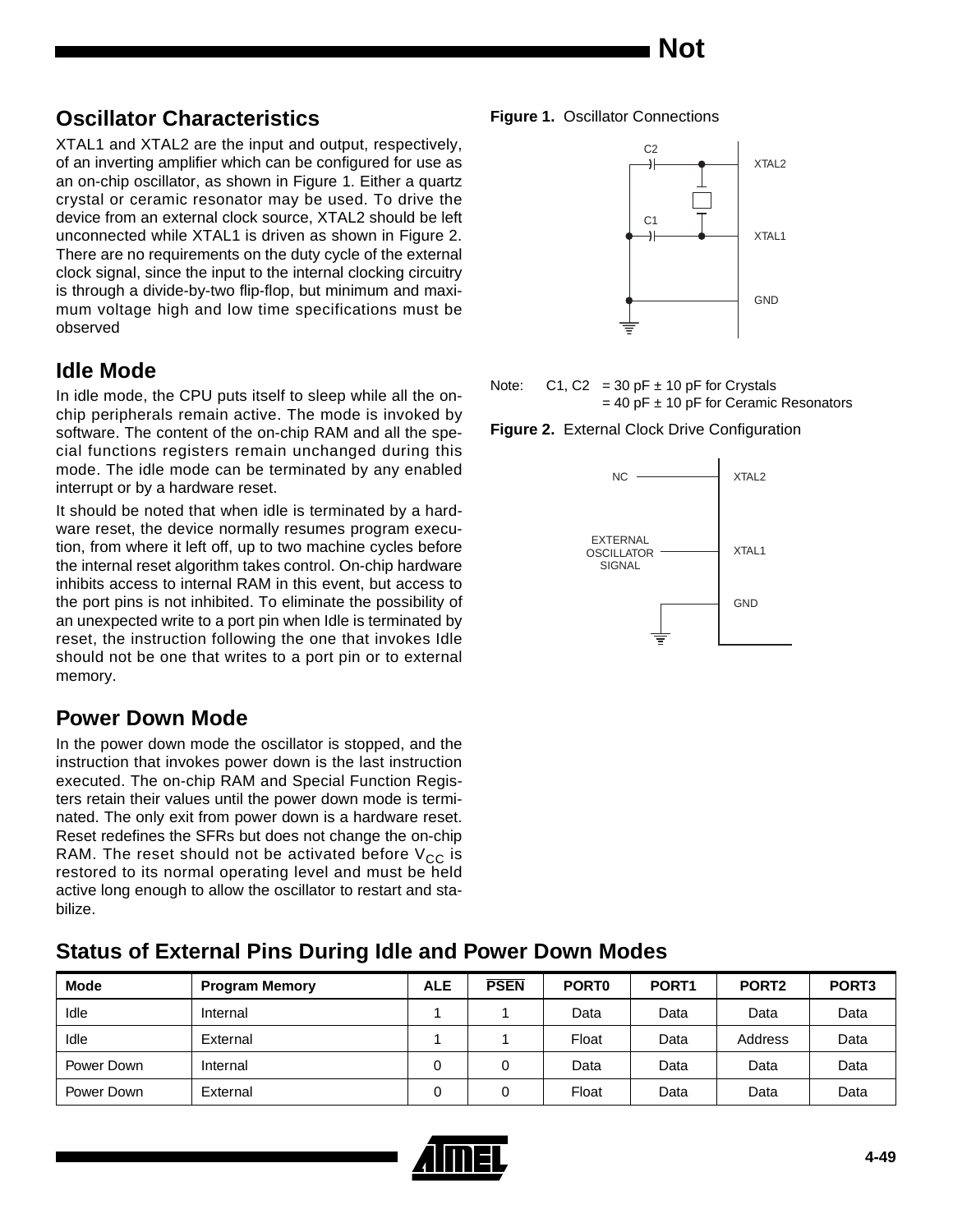## Oscillator Characteristics

XTAL1 and XTAL2 are the input and output, respectively, of an inverting amplifier which can be configured for use as an on-chip oscillator, as shown in Figure 1. Either a quartz crystal or ceramic resonator may be used. To drive the device from an external clock source, XTAL2 should be left unconnected while XTAL1 is driven as shown in Figure 2. There are no requirements on the duty cycle of the external clock signal, since the input to the internal clocking circuitry is through a divide-by-two flip-flop, but minimum and maximum voltage high and low time specifications must be observed

## Idle Mode

In idle mode, the CPU puts itself to sleep while all the on-chip peripherals remain active. The mode is invoked by software. The content of the on-chip RAM and all the special functions registers remain unchanged during this mode. The idle mode can be terminated by any enabled interrupt or by a hardware reset.

It should be noted that when idle is terminated by a hardware reset, the device normally resumes program execution, from where it left off, up to two machine cycles before the internal reset algorithm takes control. On-chip hardware inhibits access to internal RAM in this event, but access to the port pins is not inhibited. To eliminate the possibility of an unexpected write to a port pin when Idle is terminated by reset, the instruction following the one that invokes Idle should not be one that writes to a port pin or to external memory.

## Power Down Mode

In the power down mode the oscillator is stopped, and the instruction that invokes power down is the last instruction executed. The on-chip RAM and Special Function Registers retain their values until the power down mode is terminated. The only exit from power down is a hardware reset. Reset redefines the SFRs but does not change the on-chip RAM. The reset should not be activated before $V_{CC}$ is restored to its normal operating level and must be held active long enough to allow the oscillator to restart and stabilize.

**Figure 1.** Oscillator Connections

C2

C1

XTAL2

XTAL1

GND

Note: C1, C2 = 30 pF ± 10 pF for Crystals
= 40 pF ± 10 pF for Ceramic Resonators

**Figure 2.** External Clock Drive Configuration

NC

EXTERNAL OSCILLATOR SIGNAL

XTAL2

XTAL1

GND

## Status of External Pins During Idle and Power Down Modes

| Mode | Program Memory | ALE | $\overline{\text{PSEN}}$ | PORT0 | PORT1 | PORT2 | PORT3 |
|---|---|---|---|---|---|---|---|
| Idle | Internal | 1 | 1 | Data | Data | Data | Data |
| Idle | External | 1 | 1 | Float | Data | Address | Data |
| Power Down | Internal | 0 | 0 | Data | Data | Data | Data |
| Power Down | External | 0 | 0 | Float | Data | Data | Data |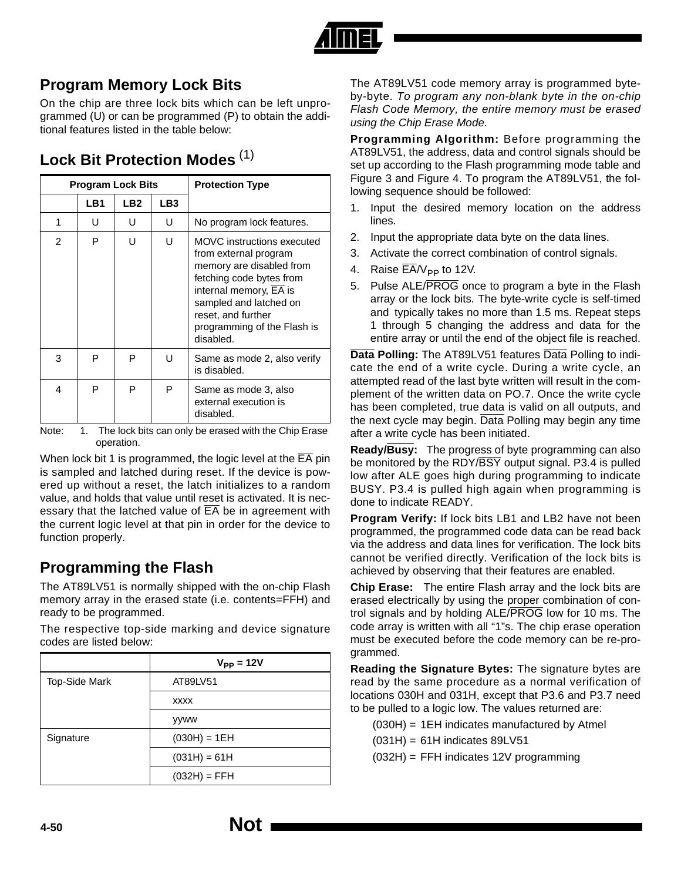## Program Memory Lock Bits

On the chip are three lock bits which can be left unprogrammed (U) or can be programmed (P) to obtain the additional features listed in the table below:

## Lock Bit Protection Modes (1)

| Program Lock Bits | | | | Protection Type |
|---|---|---|---|---|
| | LB1 | LB2 | LB3 | |
| 1 | U | U | U | No program lock features. |
| 2 | P | U | U | MOVC instructions executed from external program memory are disabled from fetching code bytes from internal memory, EA is sampled and latched on reset, and further programming of the Flash is disabled. |
| 3 | P | P | U | Same as mode 2, also verify is disabled. |
| 4 | P | P | P | Same as mode 3, also external execution is disabled. |

Note: 1. The lock bits can only be erased with the Chip Erase operation.

When lock bit 1 is programmed, the logic level at the EA pin is sampled and latched during reset. If the device is powered up without a reset, the latch initializes to a random value, and holds that value until reset is activated. It is necessary that the latched value of EA be in agreement with the current logic level at that pin in order for the device to function properly.

## Programming the Flash

The AT89LV51 is normally shipped with the on-chip Flash memory array in the erased state (i.e. contents=FFH) and ready to be programmed.

The respective top-side marking and device signature codes are listed below:

| | $V_{PP}$ = 12V |
|---|---|
| Top-Side Mark | AT89LV51 |
| | xxxx |
| | yyww |
| Signature | (030H) = 1EH |
| | (031H) = 61H |
| | (032H) = FFH |

The AT89LV51 code memory array is programmed byte-by-byte. *To program any non-blank byte in the on-chip Flash Code Memory, the entire memory must be erased using the Chip Erase Mode.*

**Programming Algorithm:** Before programming the AT89LV51, the address, data and control signals should be set up according to the Flash programming mode table and Figure 3 and Figure 4. To program the AT89LV51, the following sequence should be followed:

1. Input the desired memory location on the address lines.
2. Input the appropriate data byte on the data lines.
3. Activate the correct combination of control signals.
4. Raise EA/$V_{PP}$ to 12V.
5. Pulse ALE/PROG once to program a byte in the Flash array or the lock bits. The byte-write cycle is self-timed and typically takes no more than 1.5 ms. Repeat steps 1 through 5 changing the address and data for the entire array or until the end of the object file is reached.

**Data Polling:** The AT89LV51 features Data Polling to indicate the end of a write cycle. During a write cycle, an attempted read of the last byte written will result in the complement of the written data on PO.7. Once the write cycle has been completed, true data is valid on all outputs, and the next cycle may begin. Data Polling may begin any time after a write cycle has been initiated.

**Ready/Busy:** The progress of byte programming can also be monitored by the RDY/BSY output signal. P3.4 is pulled low after ALE goes high during programming to indicate BUSY. P3.4 is pulled high again when programming is done to indicate READY.

**Program Verify:** If lock bits LB1 and LB2 have not been programmed, the programmed code data can be read back via the address and data lines for verification. The lock bits cannot be verified directly. Verification of the lock bits is achieved by observing that their features are enabled.

**Chip Erase:** The entire Flash array and the lock bits are erased electrically by using the proper combination of control signals and by holding ALE/PROG low for 10 ms. The code array is written with all "1"s. The chip erase operation must be executed before the code memory can be re-programmed.

**Reading the Signature Bytes:** The signature bytes are read by the same procedure as a normal verification of locations 030H and 031H, except that P3.6 and P3.7 need to be pulled to a logic low. The values returned are:

(030H) = 1EH indicates manufactured by Atmel

(031H) = 61H indicates 89LV51

(032H) = FFH indicates 12V programming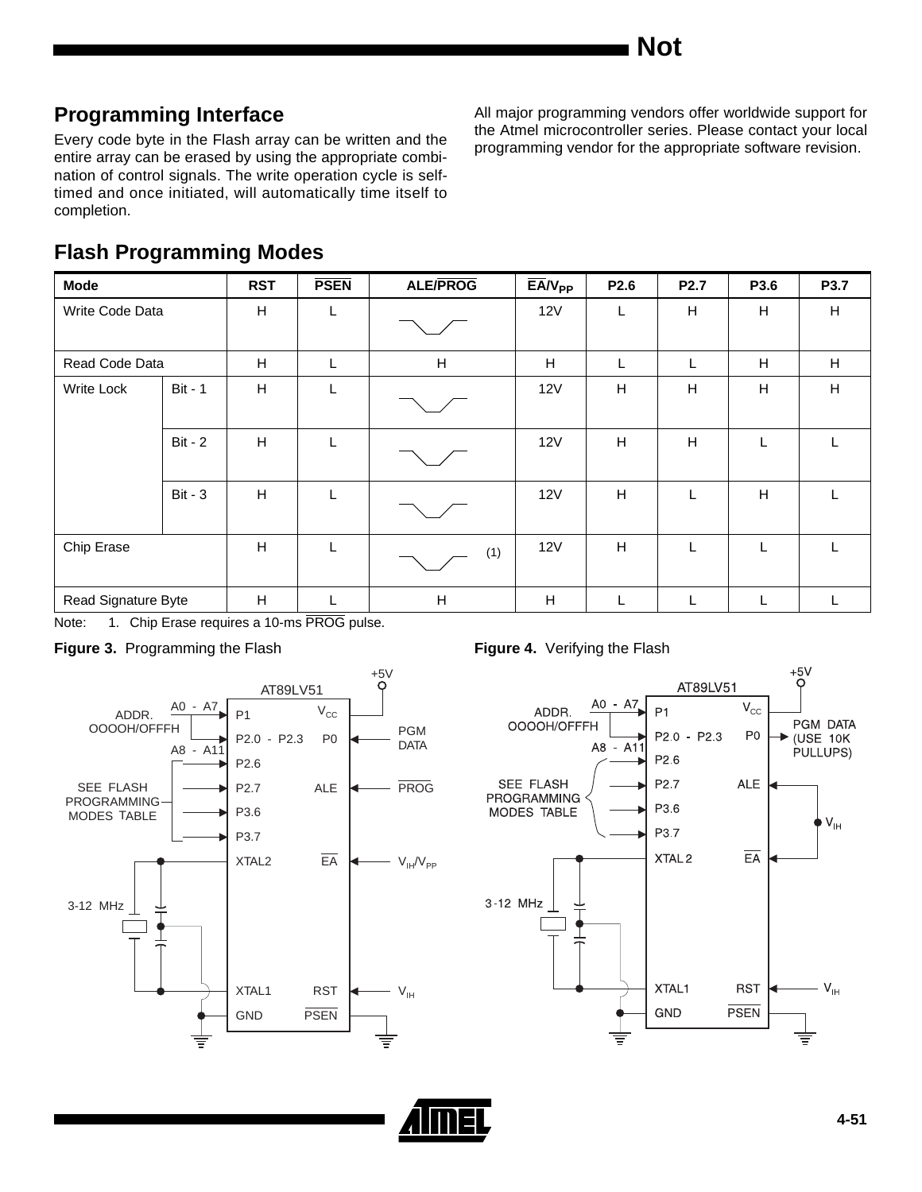## Programming Interface

Every code byte in the Flash array can be written and the entire array can be erased by using the appropriate combination of control signals. The write operation cycle is self-timed and once initiated, will automatically time itself to completion.

All major programming vendors offer worldwide support for the Atmel microcontroller series. Please contact your local programming vendor for the appropriate software revision.

## Flash Programming Modes

| Mode | | RST | PSEN | ALE/PROG | EA/$V_{PP}$ | P2.6 | P2.7 | P3.6 | P3.7 |
|---|---|---|---|---|---|---|---|---|---|
| Write Code Data | | H | L | (pulse low) | 12V | L | H | H | H |
| Read Code Data | | H | L | H | H | L | L | H | H |
| Write Lock | Bit - 1 | H | L | (pulse low) | 12V | H | H | H | H |
| | Bit - 2 | H | L | (pulse low) | 12V | H | H | L | L |
| | Bit - 3 | H | L | (pulse low) | 12V | H | L | H | L |
| Chip Erase | | H | L | (pulse low) (1) | 12V | H | L | L | L |
| Read Signature Byte | | H | L | H | H | L | L | L | L |

Note: 1. Chip Erase requires a 10-ms PROG pulse.

**Figure 3.** Programming the Flash

**Figure 4.** Verifying the Flash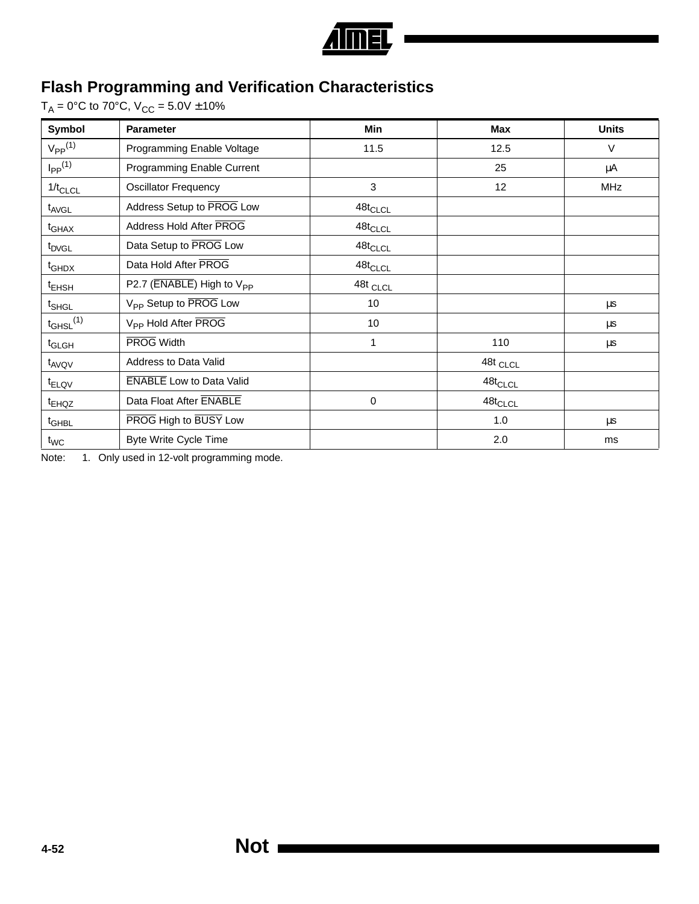## Flash Programming and Verification Characteristics

$T_A$ = 0°C to 70°C, $V_{CC}$ = 5.0V ±10%

| Symbol | Parameter | Min | Max | Units |
|---|---|---|---|---|
| $V_{PP}$[1] | Programming Enable Voltage | 11.5 | 12.5 | V |
| $I_{PP}$[1] | Programming Enable Current | | 25 | µA |
| $1/t_{CLCL}$ | Oscillator Frequency | 3 | 12 | MHz |
| $t_{AVGL}$ | Address Setup to $\overline{PROG}$ Low | $48t_{CLCL}$ | | |
| $t_{GHAX}$ | Address Hold After $\overline{PROG}$ | $48t_{CLCL}$ | | |
| $t_{DVGL}$ | Data Setup to $\overline{PROG}$ Low | $48t_{CLCL}$ | | |
| $t_{GHDX}$ | Data Hold After $\overline{PROG}$ | $48t_{CLCL}$ | | |
| $t_{EHSH}$ | P2.7 ($\overline{ENABLE}$) High to $V_{PP}$ | $48t_{CLCL}$ | | |
| $t_{SHGL}$ | $V_{PP}$ Setup to $\overline{PROG}$ Low | 10 | | µs |
| $t_{GHSL}$[1] | $V_{PP}$ Hold After $\overline{PROG}$ | 10 | | µs |
| $t_{GLGH}$ | $\overline{PROG}$ Width | 1 | 110 | µs |
| $t_{AVQV}$ | Address to Data Valid | | $48t_{CLCL}$ | |
| $t_{ELQV}$ | $\overline{ENABLE}$ Low to Data Valid | | $48t_{CLCL}$ | |
| $t_{EHQZ}$ | Data Float After $\overline{ENABLE}$ | 0 | $48t_{CLCL}$ | |
| $t_{GHBL}$ | $\overline{PROG}$ High to $\overline{BUSY}$ Low | | 1.0 | µs |
| $t_{WC}$ | Byte Write Cycle Time | | 2.0 | ms |

Note: 1. Only used in 12-volt programming mode.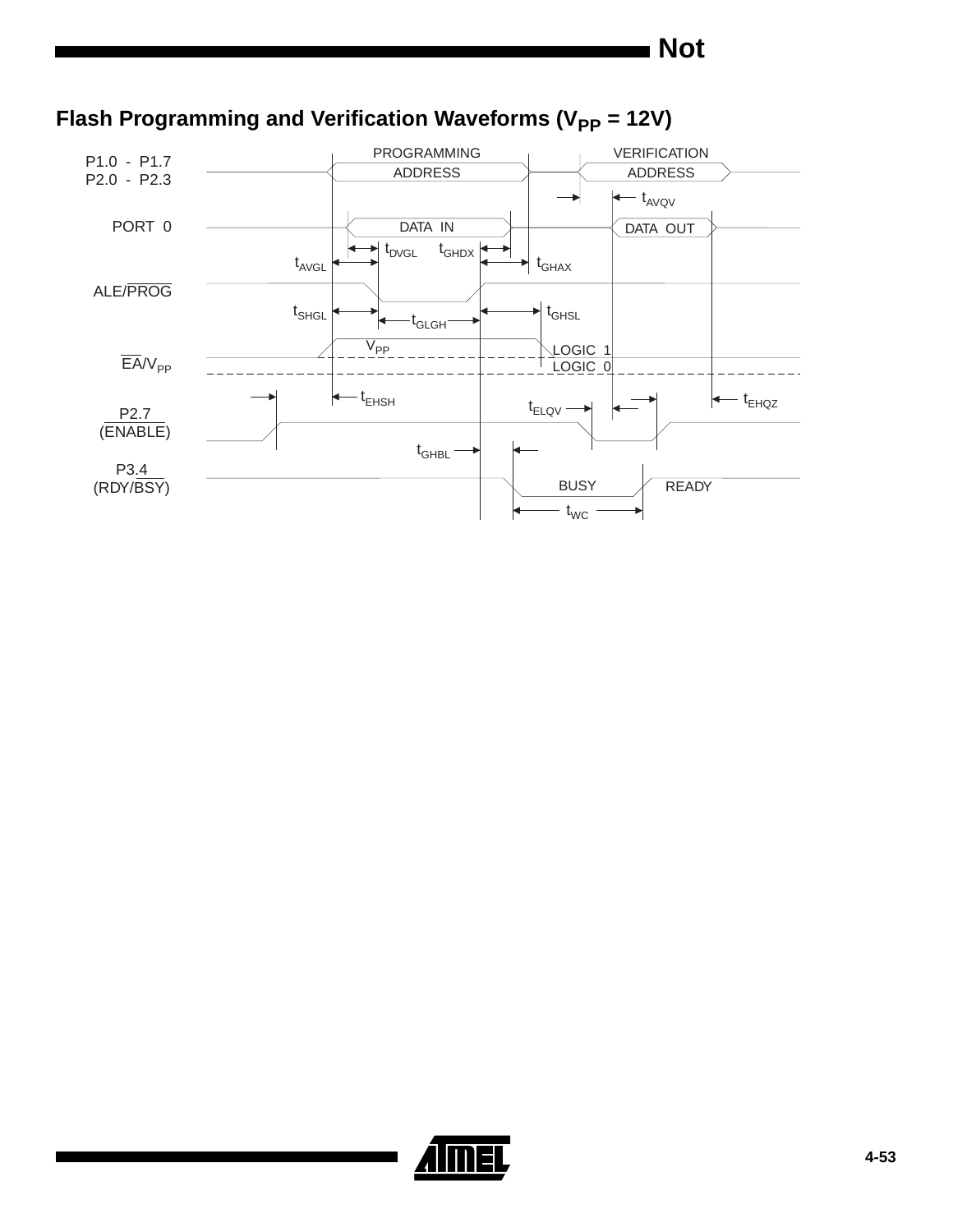## Flash Programming and Verification Waveforms ($V_{PP}$ = 12V)

PROGRAMMING ADDRESS

VERIFICATION ADDRESS

P1.0 - P1.7
P2.0 - P2.3

$t_{AVQV}$

PORT 0

DATA IN

DATA OUT

$t_{DVGL}$ $t_{GHDX}$

$t_{AVGL}$ $t_{GHAX}$

ALE/$\overline{PROG}$

$t_{SHGL}$ $t_{GHSL}$

$t_{GLGH}$

$V_{PP}$

LOGIC 1
LOGIC 0

$\overline{EA}$/$V_{PP}$

$t_{EHSH}$

$t_{ELQV}$

$t_{EHQZ}$

P2.7
($\overline{ENABLE}$)

$t_{GHBL}$

P3.4
(RDY/$\overline{BSY}$)

BUSY READY

$t_{WC}$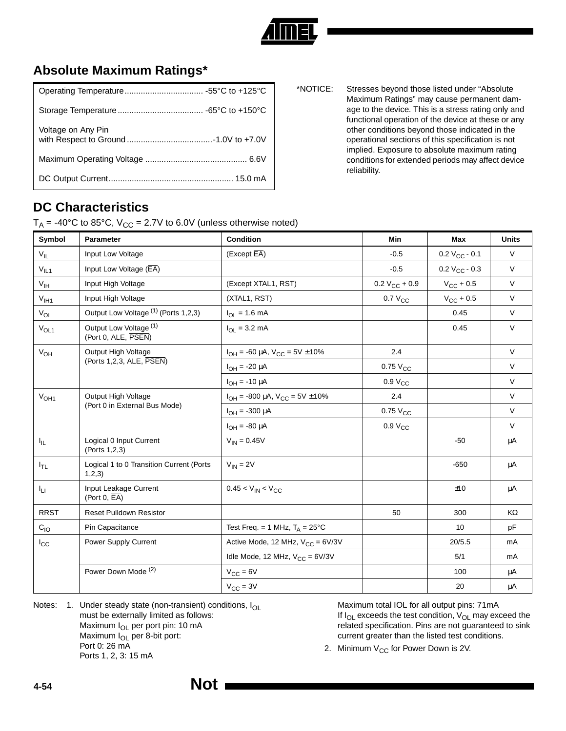## Absolute Maximum Ratings*

| | |
|---|---|
| Operating Temperature | -55°C to +125°C |
| Storage Temperature | -65°C to +150°C |
| Voltage on Any Pin with Respect to Ground | -1.0V to +7.0V |
| Maximum Operating Voltage | 6.6V |
| DC Output Current | 15.0 mA |

*NOTICE: Stresses beyond those listed under "Absolute Maximum Ratings" may cause permanent damage to the device. This is a stress rating only and functional operation of the device at these or any other conditions beyond those indicated in the operational sections of this specification is not implied. Exposure to absolute maximum rating conditions for extended periods may affect device reliability.

## DC Characteristics

$T_A$ = -40°C to 85°C, $V_{CC}$ = 2.7V to 6.0V (unless otherwise noted)

| Symbol | Parameter | Condition | Min | Max | Units |
|---|---|---|---|---|---|
| $V_{IL}$ | Input Low Voltage | (Except $\overline{EA}$) | -0.5 | 0.2 $V_{CC}$ - 0.1 | V |
| $V_{IL1}$ | Input Low Voltage ($\overline{EA}$) | | -0.5 | 0.2 $V_{CC}$ - 0.3 | V |
| $V_{IH}$ | Input High Voltage | (Except XTAL1, RST) | 0.2 $V_{CC}$ + 0.9 | $V_{CC}$ + 0.5 | V |
| $V_{IH1}$ | Input High Voltage | (XTAL1, RST) | 0.7 $V_{CC}$ | $V_{CC}$ + 0.5 | V |
| $V_{OL}$ | Output Low Voltage (1) (Ports 1,2,3) | $I_{OL}$ = 1.6 mA | | 0.45 | V |
| $V_{OL1}$ | Output Low Voltage (1) (Port 0, ALE, $\overline{PSEN}$) | $I_{OL}$ = 3.2 mA | | 0.45 | V |
| $V_{OH}$ | Output High Voltage (Ports 1,2,3, ALE, $\overline{PSEN}$) | $I_{OH}$ = -60 μA, $V_{CC}$ = 5V ± 10% | 2.4 | | V |
| | | $I_{OH}$ = -20 μA | 0.75 $V_{CC}$ | | V |
| | | $I_{OH}$ = -10 μA | 0.9 $V_{CC}$ | | V |
| $V_{OH1}$ | Output High Voltage (Port 0 in External Bus Mode) | $I_{OH}$ = -800 μA, $V_{CC}$ = 5V ± 10% | 2.4 | | V |
| | | $I_{OH}$ = -300 μA | 0.75 $V_{CC}$ | | V |
| | | $I_{OH}$ = -80 μA | 0.9 $V_{CC}$ | | V |
| $I_{IL}$ | Logical 0 Input Current (Ports 1,2,3) | $V_{IN}$ = 0.45V | | -50 | μA |
| $I_{TL}$ | Logical 1 to 0 Transition Current (Ports 1,2,3) | $V_{IN}$ = 2V | | -650 | μA |
| $I_{LI}$ | Input Leakage Current (Port 0, $\overline{EA}$) | 0.45 < $V_{IN}$ < $V_{CC}$ | | ±10 | μA |
| RRST | Reset Pulldown Resistor | | 50 | 300 | KΩ |
| $C_{IO}$ | Pin Capacitance | Test Freq. = 1 MHz, $T_A$ = 25°C | | 10 | pF |
| $I_{CC}$ | Power Supply Current | Active Mode, 12 MHz, $V_{CC}$ = 6V/3V | | 20/5.5 | mA |
| | | Idle Mode, 12 MHz, $V_{CC}$ = 6V/3V | | 5/1 | mA |
| | Power Down Mode (2) | $V_{CC}$ = 6V | | 100 | μA |
| | | $V_{CC}$ = 3V | | 20 | μA |

Notes:
1. Under steady state (non-transient) conditions, $I_{OL}$ must be externally limited as follows:
   Maximum $I_{OL}$ per port pin: 10 mA
   Maximum $I_{OL}$ per 8-bit port:
   Port 0: 26 mA
   Ports 1, 2, 3: 15 mA
   Maximum total IOL for all output pins: 71mA
   If $I_{OL}$ exceeds the test condition, $V_{OL}$ may exceed the related specification. Pins are not guaranteed to sink current greater than the listed test conditions.
2. Minimum $V_{CC}$ for Power Down is 2V.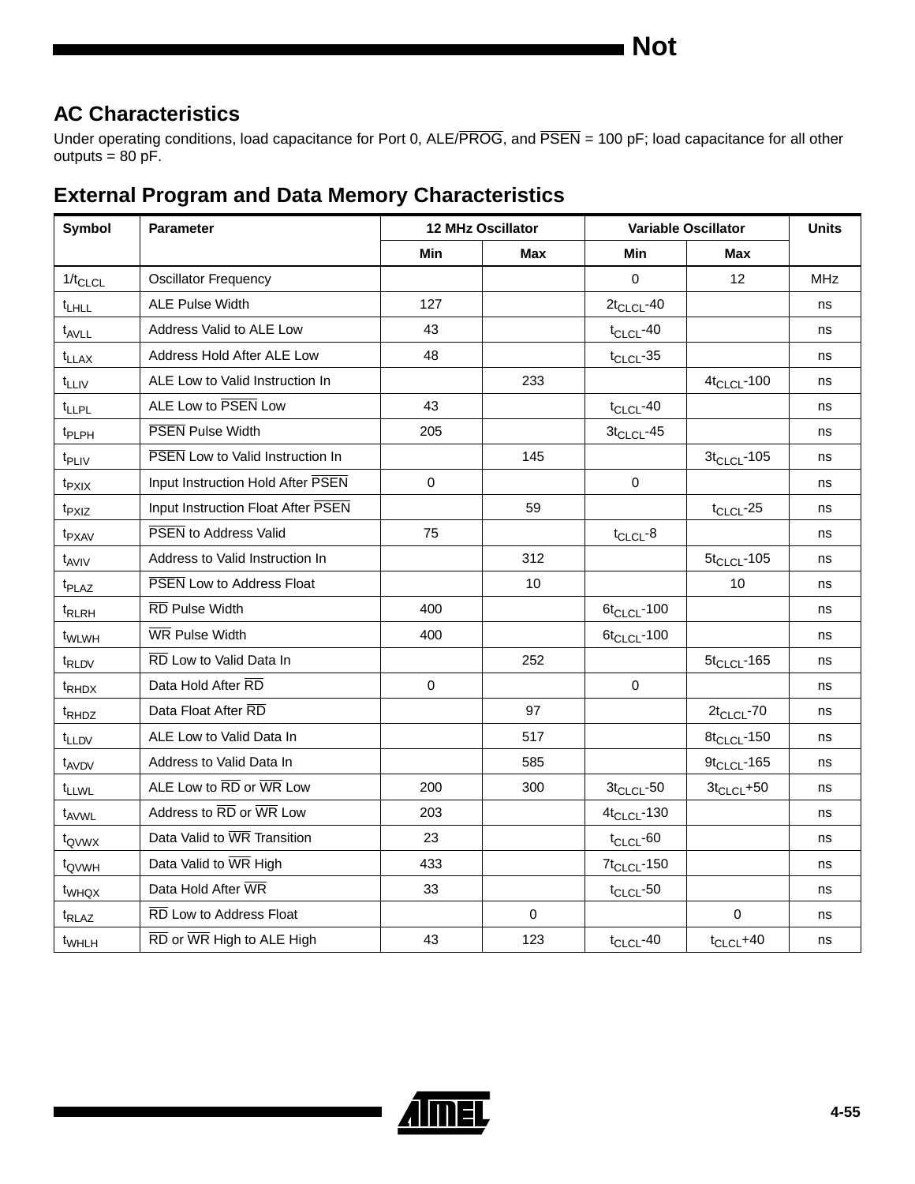## AC Characteristics

Under operating conditions, load capacitance for Port 0, ALE/$\overline{PROG}$, and $\overline{PSEN}$ = 100 pF; load capacitance for all other outputs = 80 pF.

## External Program and Data Memory Characteristics

| Symbol | Parameter | 12 MHz Oscillator | | Variable Oscillator | | Units |
|---|---|---|---|---|---|---|
| | | Min | Max | Min | Max | |
| $1/t_{CLCL}$ | Oscillator Frequency | | | 0 | 12 | MHz |
| $t_{LHLL}$ | ALE Pulse Width | 127 | | $2t_{CLCL}$-40 | | ns |
| $t_{AVLL}$ | Address Valid to ALE Low | 43 | | $t_{CLCL}$-40 | | ns |
| $t_{LLAX}$ | Address Hold After ALE Low | 48 | | $t_{CLCL}$-35 | | ns |
| $t_{LLIV}$ | ALE Low to Valid Instruction In | | 233 | | $4t_{CLCL}$-100 | ns |
| $t_{LLPL}$ | ALE Low to $\overline{PSEN}$ Low | 43 | | $t_{CLCL}$-40 | | ns |
| $t_{PLPH}$ | $\overline{PSEN}$ Pulse Width | 205 | | $3t_{CLCL}$-45 | | ns |
| $t_{PLIV}$ | $\overline{PSEN}$ Low to Valid Instruction In | | 145 | | $3t_{CLCL}$-105 | ns |
| $t_{PXIX}$ | Input Instruction Hold After $\overline{PSEN}$ | 0 | | 0 | | ns |
| $t_{PXIZ}$ | Input Instruction Float After $\overline{PSEN}$ | | 59 | | $t_{CLCL}$-25 | ns |
| $t_{PXAV}$ | $\overline{PSEN}$ to Address Valid | 75 | | $t_{CLCL}$-8 | | ns |
| $t_{AVIV}$ | Address to Valid Instruction In | | 312 | | $5t_{CLCL}$-105 | ns |
| $t_{PLAZ}$ | $\overline{PSEN}$ Low to Address Float | | 10 | | 10 | ns |
| $t_{RLRH}$ | $\overline{RD}$ Pulse Width | 400 | | $6t_{CLCL}$-100 | | ns |
| $t_{WLWH}$ | $\overline{WR}$ Pulse Width | 400 | | $6t_{CLCL}$-100 | | ns |
| $t_{RLDV}$ | $\overline{RD}$ Low to Valid Data In | | 252 | | $5t_{CLCL}$-165 | ns |
| $t_{RHDX}$ | Data Hold After $\overline{RD}$ | 0 | | 0 | | ns |
| $t_{RHDZ}$ | Data Float After $\overline{RD}$ | | 97 | | $2t_{CLCL}$-70 | ns |
| $t_{LLDV}$ | ALE Low to Valid Data In | | 517 | | $8t_{CLCL}$-150 | ns |
| $t_{AVDV}$ | Address to Valid Data In | | 585 | | $9t_{CLCL}$-165 | ns |
| $t_{LLWL}$ | ALE Low to $\overline{RD}$ or $\overline{WR}$ Low | 200 | 300 | $3t_{CLCL}$-50 | $3t_{CLCL}$+50 | ns |
| $t_{AVWL}$ | Address to $\overline{RD}$ or $\overline{WR}$ Low | 203 | | $4t_{CLCL}$-130 | | ns |
| $t_{QVWX}$ | Data Valid to $\overline{WR}$ Transition | 23 | | $t_{CLCL}$-60 | | ns |
| $t_{QVWH}$ | Data Valid to $\overline{WR}$ High | 433 | | $7t_{CLCL}$-150 | | ns |
| $t_{WHQX}$ | Data Hold After $\overline{WR}$ | 33 | | $t_{CLCL}$-50 | | ns |
| $t_{RLAZ}$ | $\overline{RD}$ Low to Address Float | | 0 | | 0 | ns |
| $t_{WHLH}$ | $\overline{RD}$ or $\overline{WR}$ High to ALE High | 43 | 123 | $t_{CLCL}$-40 | $t_{CLCL}$+40 | ns |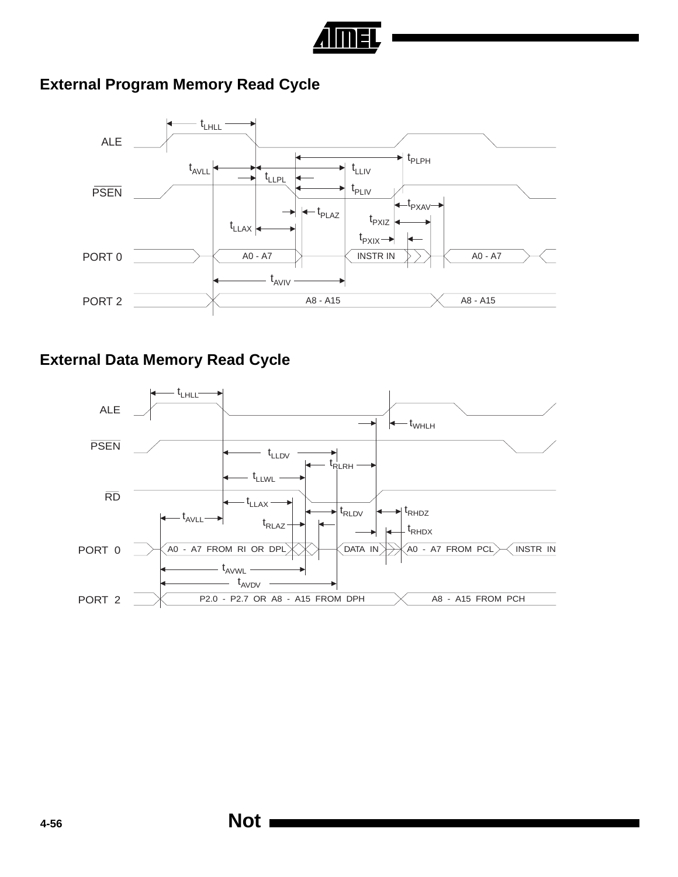## External Program Memory Read Cycle

## External Data Memory Read Cycle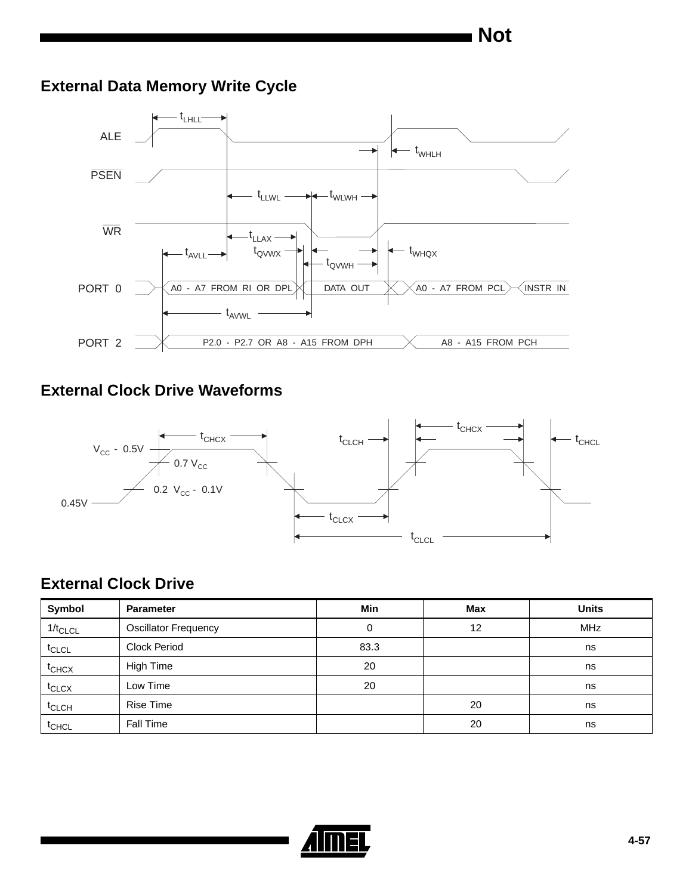## External Data Memory Write Cycle

## External Clock Drive Waveforms

## External Clock Drive

| Symbol | Parameter | Min | Max | Units |
|---|---|---|---|---|
| $1/t_{CLCL}$ | Oscillator Frequency | 0 | 12 | MHz |
| $t_{CLCL}$ | Clock Period | 83.3 | | ns |
| $t_{CHCX}$ | High Time | 20 | | ns |
| $t_{CLCX}$ | Low Time | 20 | | ns |
| $t_{CLCH}$ | Rise Time | | 20 | ns |
| $t_{CHCL}$ | Fall Time | | 20 | ns |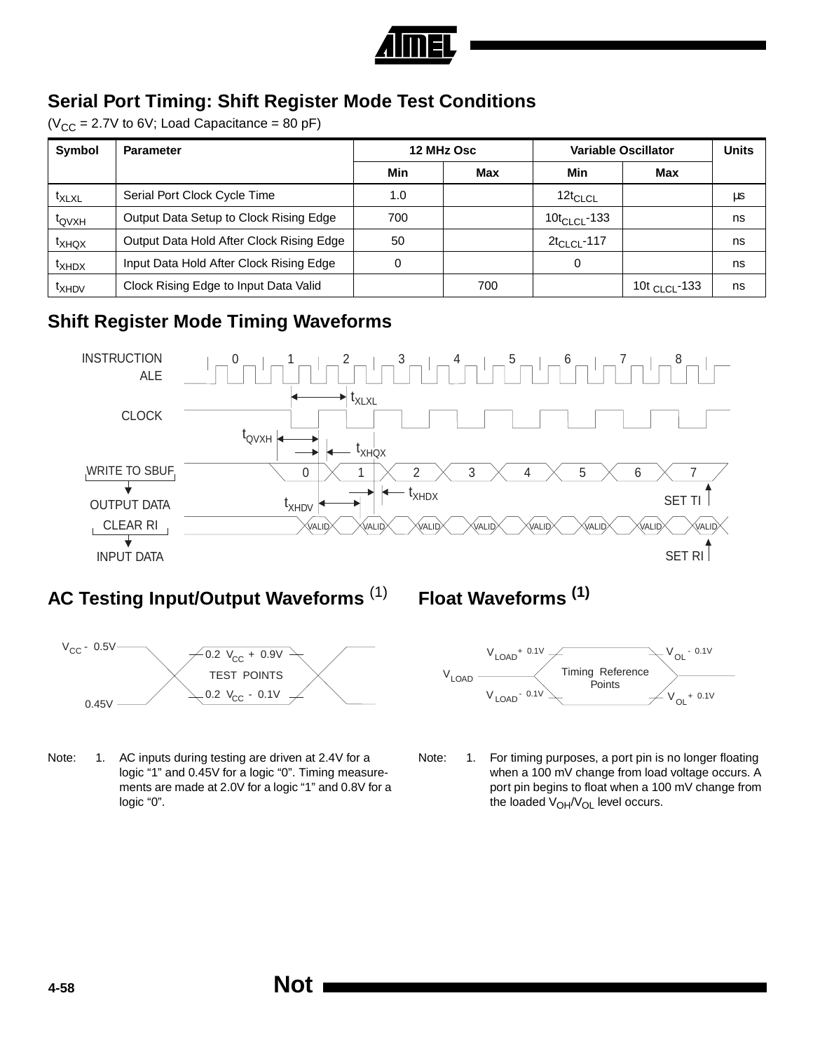## Serial Port Timing: Shift Register Mode Test Conditions

($V_{CC}$ = 2.7V to 6V; Load Capacitance = 80 pF)

| Symbol | Parameter | 12 MHz Osc | | Variable Oscillator | | Units |
|---|---|---|---|---|---|---|
| | | Min | Max | Min | Max | |
| $t_{XLXL}$ | Serial Port Clock Cycle Time | 1.0 | | $12t_{CLCL}$ | | μs |
| $t_{QVXH}$ | Output Data Setup to Clock Rising Edge | 700 | | $10t_{CLCL}$-133 | | ns |
| $t_{XHQX}$ | Output Data Hold After Clock Rising Edge | 50 | | $2t_{CLCL}$-117 | | ns |
| $t_{XHDX}$ | Input Data Hold After Clock Rising Edge | 0 | | 0 | | ns |
| $t_{XHDV}$ | Clock Rising Edge to Input Data Valid | | 700 | | $10t_{CLCL}$-133 | ns |

## Shift Register Mode Timing Waveforms

## AC Testing Input/Output Waveforms (1)

Note: 1. AC inputs during testing are driven at 2.4V for a logic "1" and 0.45V for a logic "0". Timing measurements are made at 2.0V for a logic "1" and 0.8V for a logic "0".

## Float Waveforms (1)

Note: 1. For timing purposes, a port pin is no longer floating when a 100 mV change from load voltage occurs. A port pin begins to float when a 100 mV change from the loaded $V_{OH}/V_{OL}$ level occurs.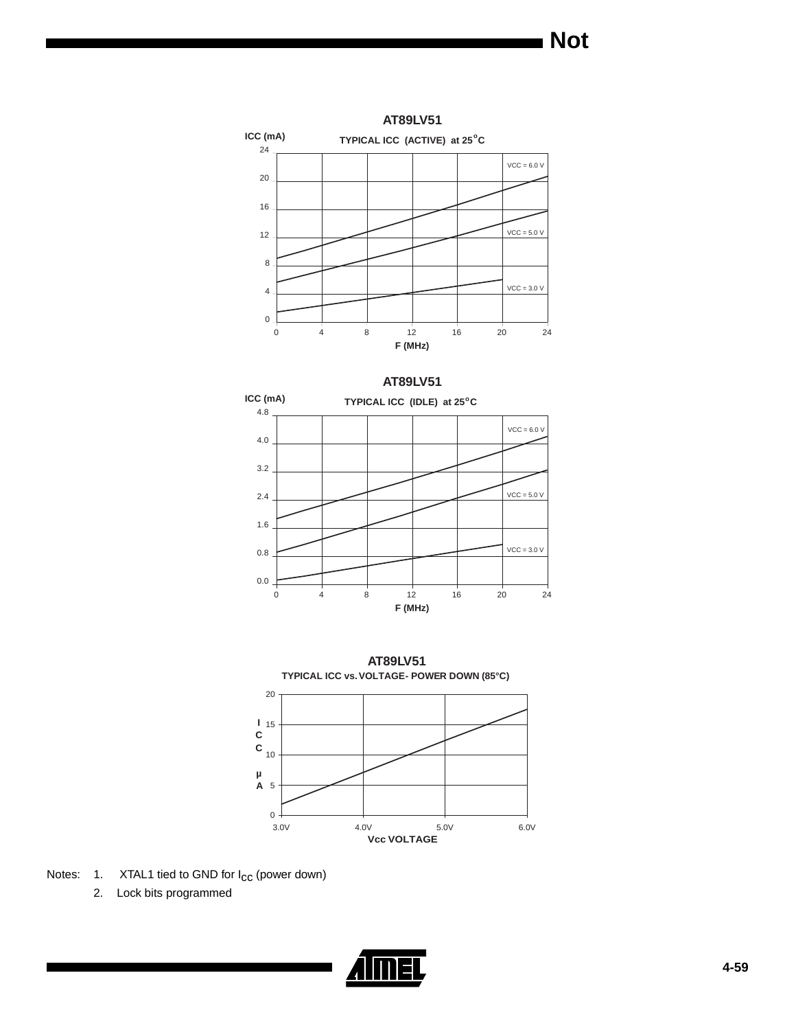**AT89LV51**

**TYPICAL ICC (ACTIVE) at 25°C**

ICC (mA) vs. F (MHz); curves for VCC = 6.0 V, VCC = 5.0 V, VCC = 3.0 V

**AT89LV51**

**TYPICAL ICC (IDLE) at 25°C**

ICC (mA) vs. F (MHz); curves for VCC = 6.0 V, VCC = 5.0 V, VCC = 3.0 V

**AT89LV51**

**TYPICAL ICC vs. VOLTAGE- POWER DOWN (85°C)**

ICC μA vs. Vcc VOLTAGE

Notes:
1. XTAL1 tied to GND for $I_{CC}$ (power down)
2. Lock bits programmed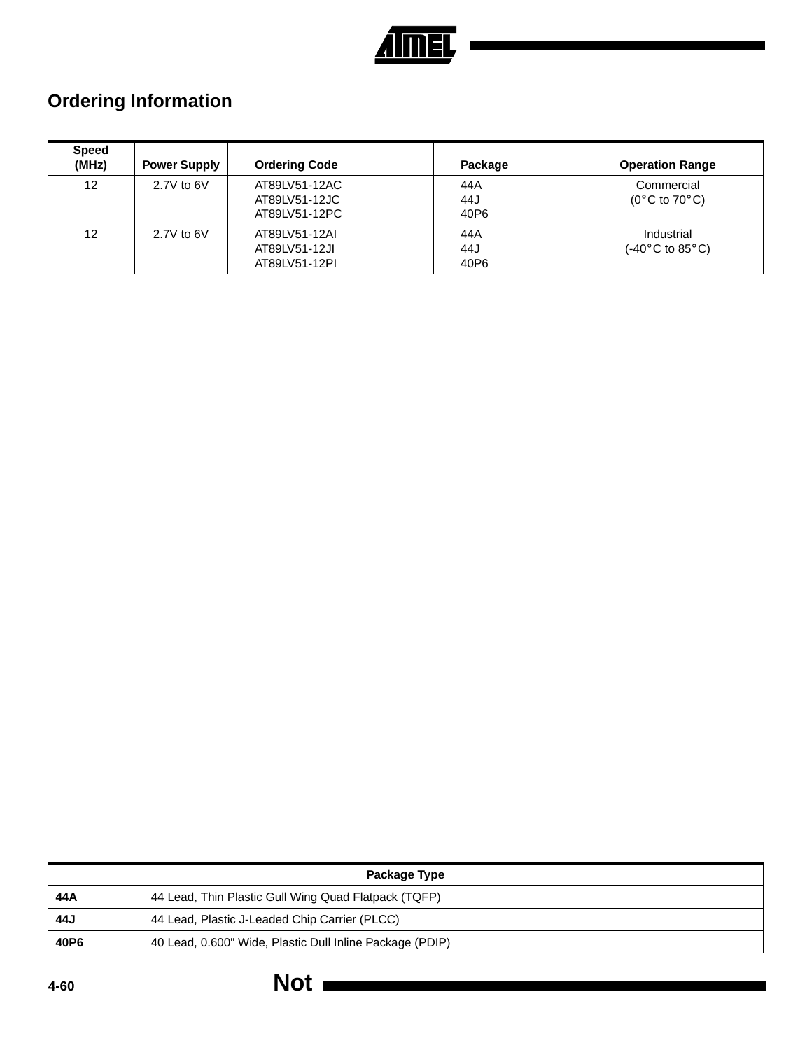## Ordering Information

| Speed (MHz) | Power Supply | Ordering Code | Package | Operation Range |
|---|---|---|---|---|
| 12 | 2.7V to 6V | AT89LV51-12AC<br>AT89LV51-12JC<br>AT89LV51-12PC | 44A<br>44J<br>40P6 | Commercial<br>(0°C to 70°C) |
| 12 | 2.7V to 6V | AT89LV51-12AI<br>AT89LV51-12JI<br>AT89LV51-12PI | 44A<br>44J<br>40P6 | Industrial<br>(-40°C to 85°C) |

| Package Type | |
|---|---|
| **44A** | 44 Lead, Thin Plastic Gull Wing Quad Flatpack (TQFP) |
| **44J** | 44 Lead, Plastic J-Leaded Chip Carrier (PLCC) |
| **40P6** | 40 Lead, 0.600" Wide, Plastic Dull Inline Package (PDIP) |